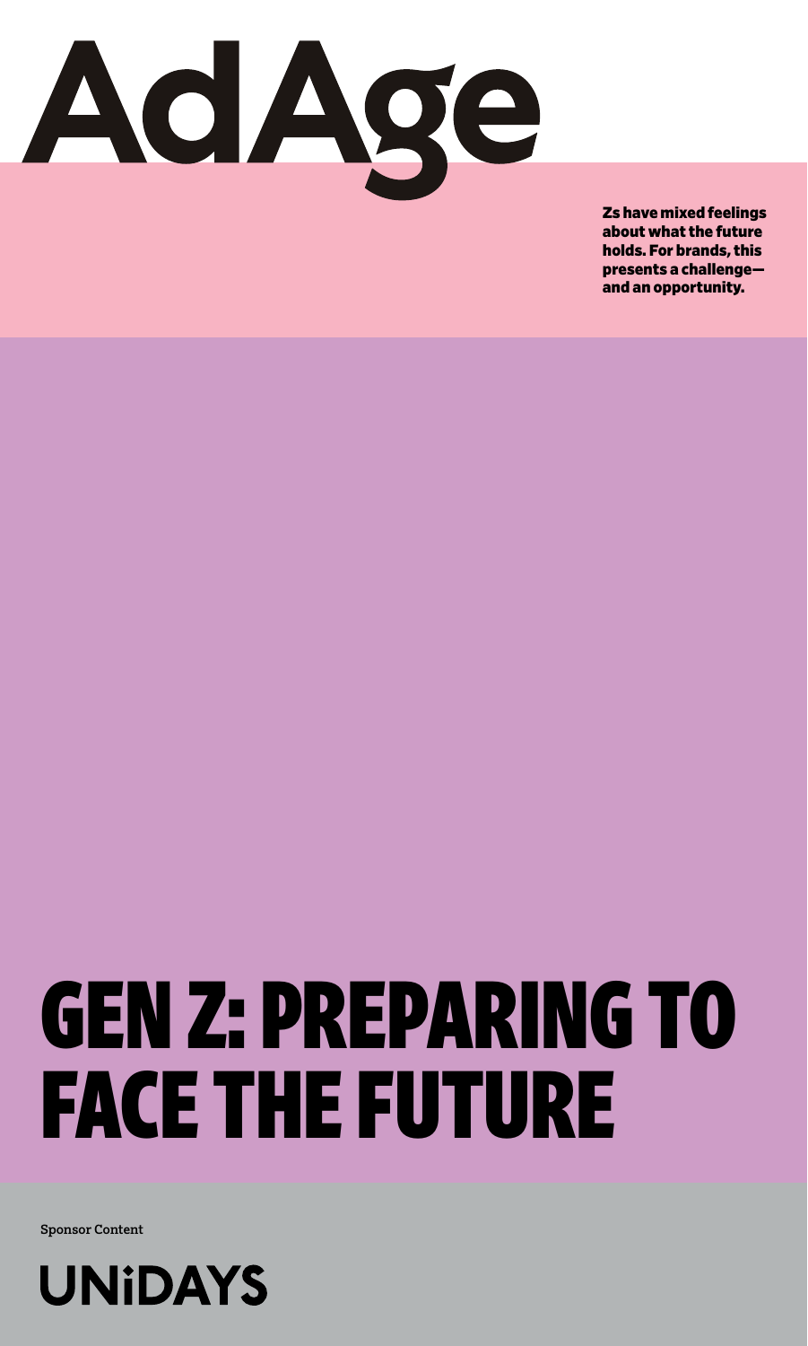AdAge

**Zs have mixed feelings about what the future holds. For brands, this presents a challenge—and an opportunity.**

# GEN Z: PREPARING TO FACE THE FUTURE

Sponsor Content

UNiDAYS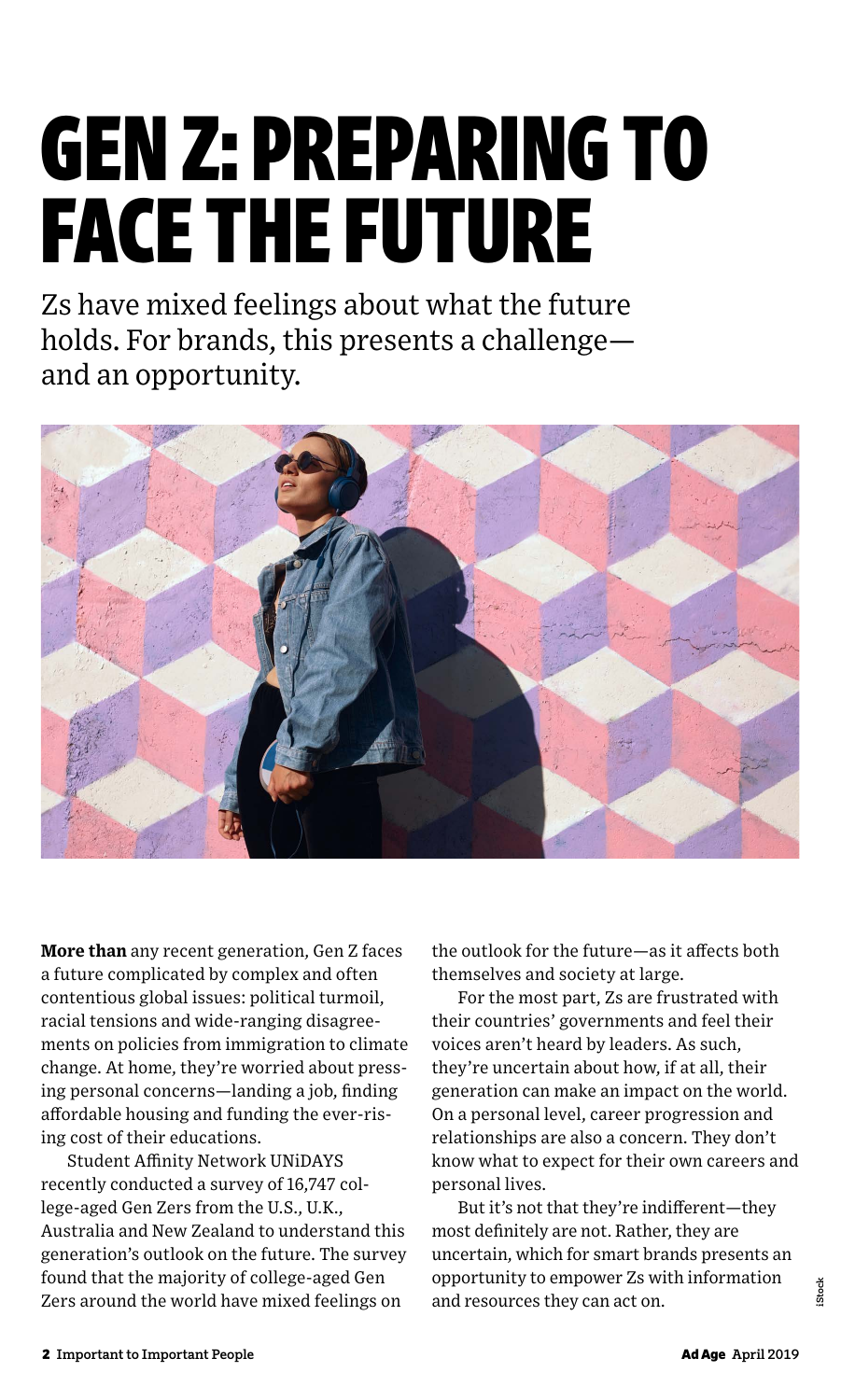# GEN Z: PREPARING TO FACE THE FUTURE

Zs have mixed feelings about what the future holds. For brands, this presents a challenge—and an opportunity.

**More than** any recent generation, Gen Z faces a future complicated by complex and often contentious global issues: political turmoil, racial tensions and wide-ranging disagreements on policies from immigration to climate change. At home, they're worried about pressing personal concerns—landing a job, finding affordable housing and funding the ever-rising cost of their educations.

Student Affinity Network UNiDAYS recently conducted a survey of 16,747 college-aged Gen Zers from the U.S., U.K., Australia and New Zealand to understand this generation's outlook on the future. The survey found that the majority of college-aged Gen Zers around the world have mixed feelings on the outlook for the future—as it affects both themselves and society at large.

For the most part, Zs are frustrated with their countries' governments and feel their voices aren't heard by leaders. As such, they're uncertain about how, if at all, their generation can make an impact on the world. On a personal level, career progression and relationships are also a concern. They don't know what to expect for their own careers and personal lives.

But it's not that they're indifferent—they most definitely are not. Rather, they are uncertain, which for smart brands presents an opportunity to empower Zs with information and resources they can act on.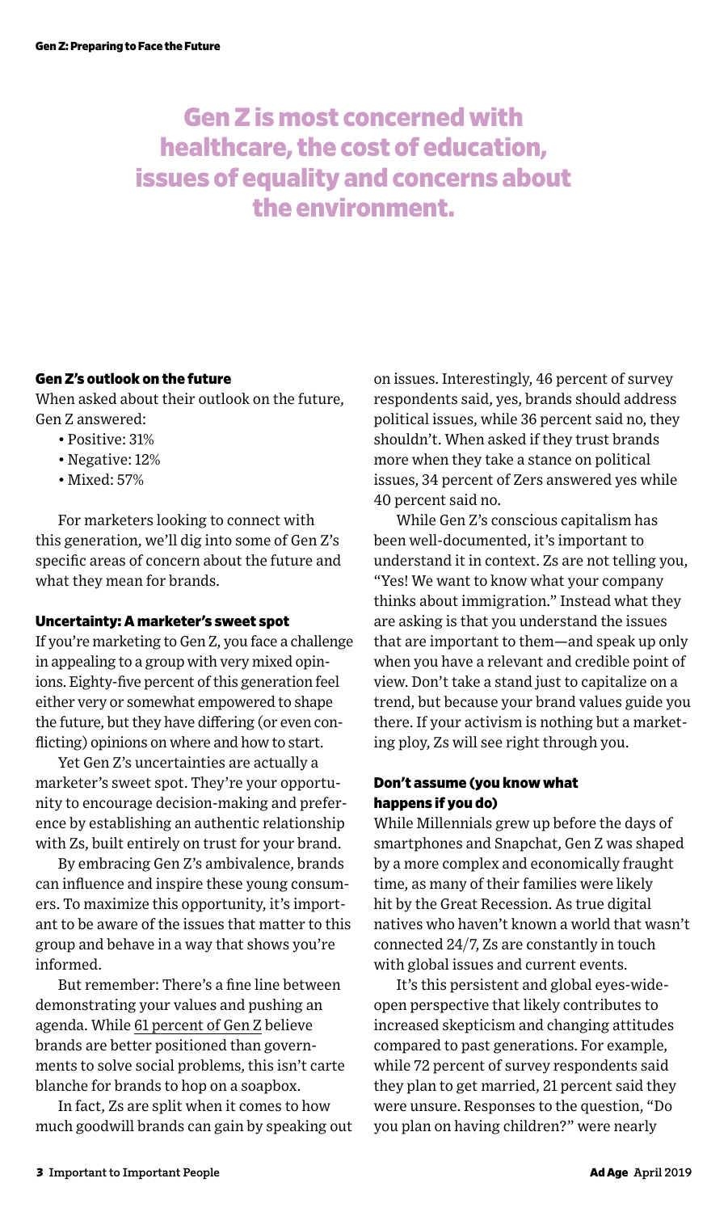## Gen Z is most concerned with healthcare, the cost of education, issues of equality and concerns about the environment.

### Gen Z's outlook on the future

When asked about their outlook on the future, Gen Z answered:

- Positive: 31%
- Negative: 12%
- Mixed: 57%

For marketers looking to connect with this generation, we'll dig into some of Gen Z's specific areas of concern about the future and what they mean for brands.

### Uncertainty: A marketer's sweet spot

If you're marketing to Gen Z, you face a challenge in appealing to a group with very mixed opinions. Eighty-five percent of this generation feel either very or somewhat empowered to shape the future, but they have differing (or even conflicting) opinions on where and how to start.

Yet Gen Z's uncertainties are actually a marketer's sweet spot. They're your opportunity to encourage decision-making and preference by establishing an authentic relationship with Zs, built entirely on trust for your brand.

By embracing Gen Z's ambivalence, brands can influence and inspire these young consumers. To maximize this opportunity, it's important to be aware of the issues that matter to this group and behave in a way that shows you're informed.

But remember: There's a fine line between demonstrating your values and pushing an agenda. While 61 percent of Gen Z believe brands are better positioned than governments to solve social problems, this isn't carte blanche for brands to hop on a soapbox.

In fact, Zs are split when it comes to how much goodwill brands can gain by speaking out on issues. Interestingly, 46 percent of survey respondents said, yes, brands should address political issues, while 36 percent said no, they shouldn't. When asked if they trust brands more when they take a stance on political issues, 34 percent of Zers answered yes while 40 percent said no.

While Gen Z's conscious capitalism has been well-documented, it's important to understand it in context. Zs are not telling you, "Yes! We want to know what your company thinks about immigration." Instead what they are asking is that you understand the issues that are important to them—and speak up only when you have a relevant and credible point of view. Don't take a stand just to capitalize on a trend, but because your brand values guide you there. If your activism is nothing but a marketing ploy, Zs will see right through you.

### Don't assume (you know what happens if you do)

While Millennials grew up before the days of smartphones and Snapchat, Gen Z was shaped by a more complex and economically fraught time, as many of their families were likely hit by the Great Recession. As true digital natives who haven't known a world that wasn't connected 24/7, Zs are constantly in touch with global issues and current events.

It's this persistent and global eyes-wide-open perspective that likely contributes to increased skepticism and changing attitudes compared to past generations. For example, while 72 percent of survey respondents said they plan to get married, 21 percent said they were unsure. Responses to the question, "Do you plan on having children?" were nearly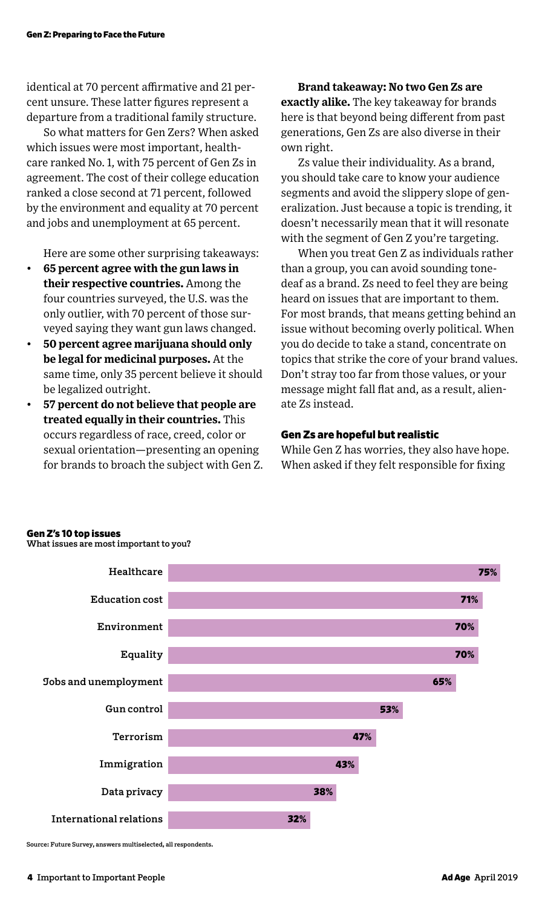identical at 70 percent affirmative and 21 percent unsure. These latter figures represent a departure from a traditional family structure.

So what matters for Gen Zers? When asked which issues were most important, healthcare ranked No. 1, with 75 percent of Gen Zs in agreement. The cost of their college education ranked a close second at 71 percent, followed by the environment and equality at 70 percent and jobs and unemployment at 65 percent.

Here are some other surprising takeaways:

- **65 percent agree with the gun laws in their respective countries.** Among the four countries surveyed, the U.S. was the only outlier, with 70 percent of those surveyed saying they want gun laws changed.
- **50 percent agree marijuana should only be legal for medicinal purposes.** At the same time, only 35 percent believe it should be legalized outright.
- **57 percent do not believe that people are treated equally in their countries.** This occurs regardless of race, creed, color or sexual orientation—presenting an opening for brands to broach the subject with Gen Z.

**Brand takeaway: No two Gen Zs are exactly alike.** The key takeaway for brands here is that beyond being different from past generations, Gen Zs are also diverse in their own right.

Zs value their individuality. As a brand, you should take care to know your audience segments and avoid the slippery slope of generalization. Just because a topic is trending, it doesn't necessarily mean that it will resonate with the segment of Gen Z you're targeting.

When you treat Gen Z as individuals rather than a group, you can avoid sounding tone-deaf as a brand. Zs need to feel they are being heard on issues that are important to them. For most brands, that means getting behind an issue without becoming overly political. When you do decide to take a stand, concentrate on topics that strike the core of your brand values. Don't stray too far from those values, or your message might fall flat and, as a result, alienate Zs instead.

### Gen Zs are hopeful but realistic

While Gen Z has worries, they also have hope. When asked if they felt responsible for fixing

**Gen Z's 10 top issues**

What issues are most important to you?

| Issue | Percent |
| --- | --- |
| Healthcare | 75% |
| Education cost | 71% |
| Environment | 70% |
| Equality | 70% |
| Jobs and unemployment | 65% |
| Gun control | 53% |
| Terrorism | 47% |
| Immigration | 43% |
| Data privacy | 38% |
| International relations | 32% |

Source: Future Survey, answers multiselected, all respondents.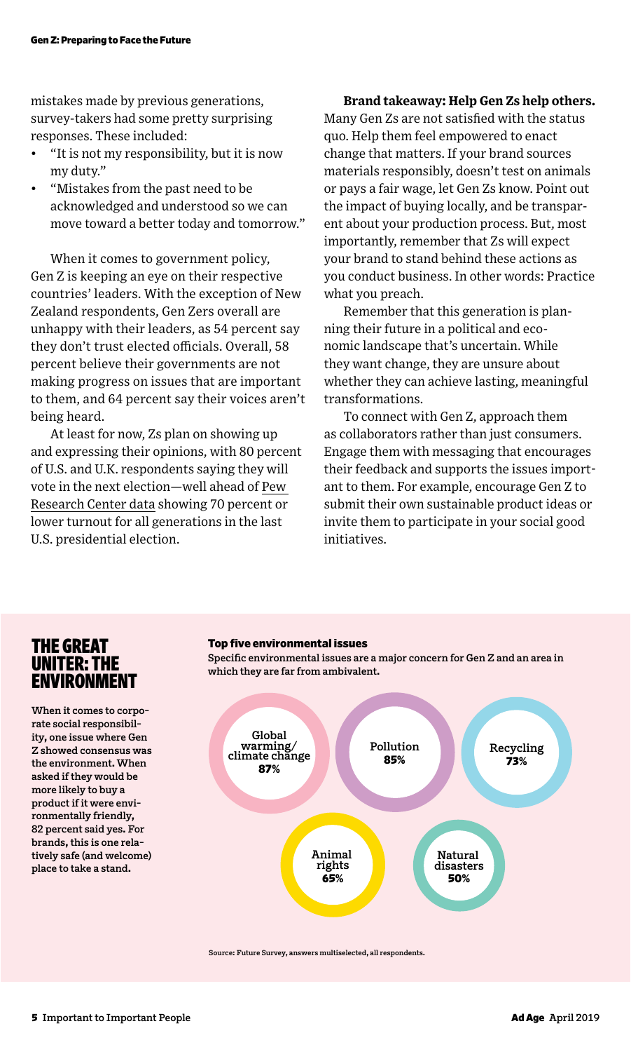mistakes made by previous generations, survey-takers had some pretty surprising responses. These included:

- "It is not my responsibility, but it is now my duty."
- "Mistakes from the past need to be acknowledged and understood so we can move toward a better today and tomorrow."

When it comes to government policy, Gen Z is keeping an eye on their respective countries' leaders. With the exception of New Zealand respondents, Gen Zers overall are unhappy with their leaders, as 54 percent say they don't trust elected officials. Overall, 58 percent believe their governments are not making progress on issues that are important to them, and 64 percent say their voices aren't being heard.

At least for now, Zs plan on showing up and expressing their opinions, with 80 percent of U.S. and U.K. respondents saying they will vote in the next election—well ahead of Pew Research Center data showing 70 percent or lower turnout for all generations in the last U.S. presidential election.

**Brand takeaway: Help Gen Zs help others.** Many Gen Zs are not satisfied with the status quo. Help them feel empowered to enact change that matters. If your brand sources materials responsibly, doesn't test on animals or pays a fair wage, let Gen Zs know. Point out the impact of buying locally, and be transparent about your production process. But, most importantly, remember that Zs will expect your brand to stand behind these actions as you conduct business. In other words: Practice what you preach.

Remember that this generation is planning their future in a political and economic landscape that's uncertain. While they want change, they are unsure about whether they can achieve lasting, meaningful transformations.

To connect with Gen Z, approach them as collaborators rather than just consumers. Engage them with messaging that encourages their feedback and supports the issues important to them. For example, encourage Gen Z to submit their own sustainable product ideas or invite them to participate in your social good initiatives.

## THE GREAT UNITER: THE ENVIRONMENT

**When it comes to corporate social responsibility, one issue where Gen Z showed consensus was the environment. When asked if they would be more likely to buy a product if it were environmentally friendly, 82 percent said yes. For brands, this is one relatively safe (and welcome) place to take a stand.**

### Top five environmental issues

**Specific environmental issues are a major concern for Gen Z and an area in which they are far from ambivalent.**

| Issue | Percent |
| --- | --- |
| Global warming/ climate change | 87% |
| Pollution | 85% |
| Recycling | 73% |
| Animal rights | 65% |
| Natural disasters | 50% |

Source: Future Survey, answers multiselected, all respondents.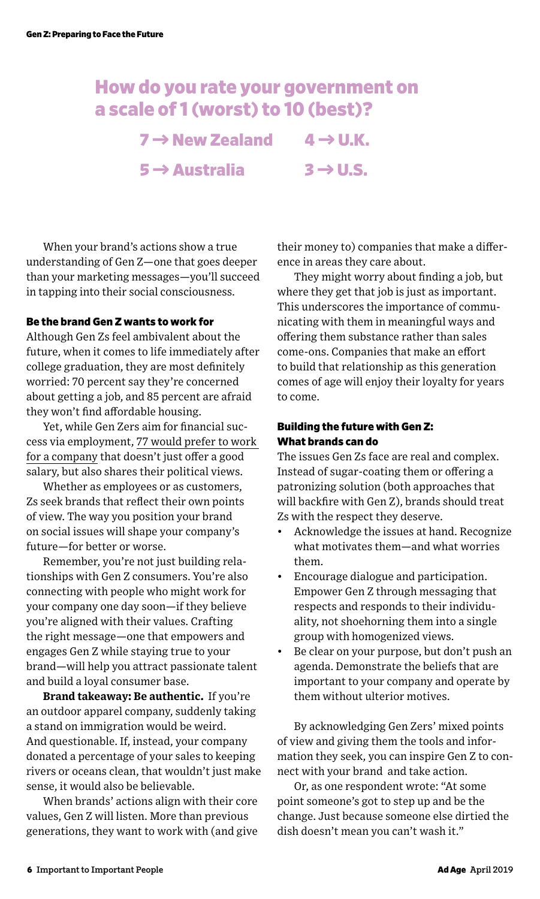## How do you rate your government on a scale of 1 (worst) to 10 (best)?

**7 → New Zealand**

**5 → Australia**

**4 → U.K.**

**3 → U.S.**

When your brand's actions show a true understanding of Gen Z—one that goes deeper than your marketing messages—you'll succeed in tapping into their social consciousness.

### Be the brand Gen Z wants to work for

Although Gen Zs feel ambivalent about the future, when it comes to life immediately after college graduation, they are most definitely worried: 70 percent say they're concerned about getting a job, and 85 percent are afraid they won't find affordable housing.

Yet, while Gen Zers aim for financial success via employment, 77 would prefer to work for a company that doesn't just offer a good salary, but also shares their political views.

Whether as employees or as customers, Zs seek brands that reflect their own points of view. The way you position your brand on social issues will shape your company's future—for better or worse.

Remember, you're not just building relationships with Gen Z consumers. You're also connecting with people who might work for your company one day soon—if they believe you're aligned with their values. Crafting the right message—one that empowers and engages Gen Z while staying true to your brand—will help you attract passionate talent and build a loyal consumer base.

**Brand takeaway: Be authentic.** If you're an outdoor apparel company, suddenly taking a stand on immigration would be weird. And questionable. If, instead, your company donated a percentage of your sales to keeping rivers or oceans clean, that wouldn't just make sense, it would also be believable.

When brands' actions align with their core values, Gen Z will listen. More than previous generations, they want to work with (and give their money to) companies that make a difference in areas they care about.

They might worry about finding a job, but where they get that job is just as important. This underscores the importance of communicating with them in meaningful ways and offering them substance rather than sales come-ons. Companies that make an effort to build that relationship as this generation comes of age will enjoy their loyalty for years to come.

### Building the future with Gen Z: What brands can do

The issues Gen Zs face are real and complex. Instead of sugar-coating them or offering a patronizing solution (both approaches that will backfire with Gen Z), brands should treat Zs with the respect they deserve.

- Acknowledge the issues at hand. Recognize what motivates them—and what worries them.
- Encourage dialogue and participation. Empower Gen Z through messaging that respects and responds to their individuality, not shoehorning them into a single group with homogenized views.
- Be clear on your purpose, but don't push an agenda. Demonstrate the beliefs that are important to your company and operate by them without ulterior motives.

By acknowledging Gen Zers' mixed points of view and giving them the tools and information they seek, you can inspire Gen Z to connect with your brand and take action.

Or, as one respondent wrote: "At some point someone's got to step up and be the change. Just because someone else dirtied the dish doesn't mean you can't wash it."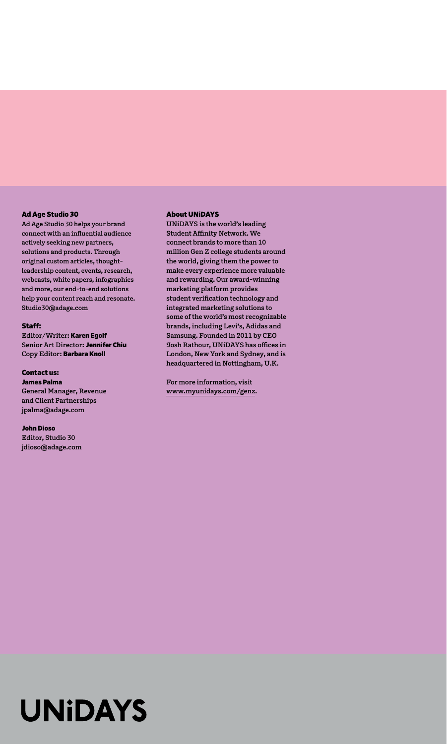**Ad Age Studio 30**

Ad Age Studio 30 helps your brand connect with an influential audience actively seeking new partners, solutions and products. Through original custom articles, thought-leadership content, events, research, webcasts, white papers, infographics and more, our end-to-end solutions help your content reach and resonate.
Studio30@adage.com

**Staff:**

Editor/Writer: **Karen Egolf**
Senior Art Director: **Jennifer Chiu**
Copy Editor: **Barbara Knoll**

**Contact us:**

**James Palma**
General Manager, Revenue and Client Partnerships
jpalma@adage.com

**John Dioso**
Editor, Studio 30
jdioso@adage.com

**About UNiDAYS**

UNiDAYS is the world's leading Student Affinity Network. We connect brands to more than 10 million Gen Z college students around the world, giving them the power to make every experience more valuable and rewarding. Our award-winning marketing platform provides student verification technology and integrated marketing solutions to some of the world's most recognizable brands, including Levi's, Adidas and Samsung. Founded in 2011 by CEO Josh Rathour, UNiDAYS has offices in London, New York and Sydney, and is headquartered in Nottingham, U.K.

For more information, visit www.myunidays.com/genz.

UNiDAYS